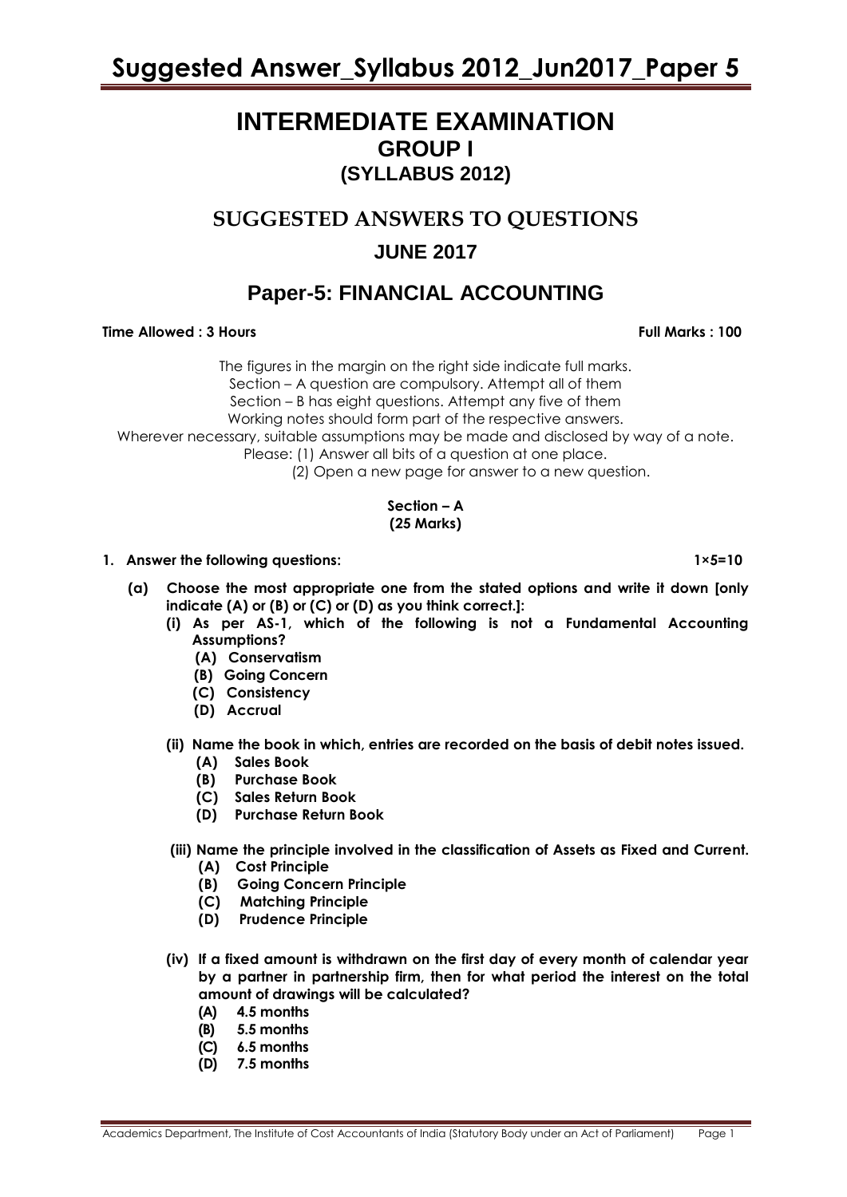# INTERMEDIATE EXAMINATION
## GROUP I
## (SYLLABUS 2012)

## SUGGESTED ANSWERS TO QUESTIONS
## JUNE 2017

## Paper-5: FINANCIAL ACCOUNTING

**Time Allowed : 3 Hours** **Full Marks : 100**

The figures in the margin on the right side indicate full marks.
Section – A question are compulsory. Attempt all of them
Section – B has eight questions. Attempt any five of them
Working notes should form part of the respective answers.
Wherever necessary, suitable assumptions may be made and disclosed by way of a note.
Please: (1) Answer all bits of a question at one place.
(2) Open a new page for answer to a new question.

**Section – A**
**(25 Marks)**

**1. Answer the following questions:** **1×5=10**

**(a) Choose the most appropriate one from the stated options and write it down [only indicate (A) or (B) or (C) or (D) as you think correct.]:**

**(i) As per AS-1, which of the following is not a Fundamental Accounting Assumptions?**
- **(A) Conservatism**
- **(B) Going Concern**
- **(C) Consistency**
- **(D) Accrual**

**(ii) Name the book in which, entries are recorded on the basis of debit notes issued.**
- **(A) Sales Book**
- **(B) Purchase Book**
- **(C) Sales Return Book**
- **(D) Purchase Return Book**

**(iii) Name the principle involved in the classification of Assets as Fixed and Current.**
- **(A) Cost Principle**
- **(B) Going Concern Principle**
- **(C) Matching Principle**
- **(D) Prudence Principle**

**(iv) If a fixed amount is withdrawn on the first day of every month of calendar year by a partner in partnership firm, then for what period the interest on the total amount of drawings will be calculated?**
- **(A) 4.5 months**
- **(B) 5.5 months**
- **(C) 6.5 months**
- **(D) 7.5 months**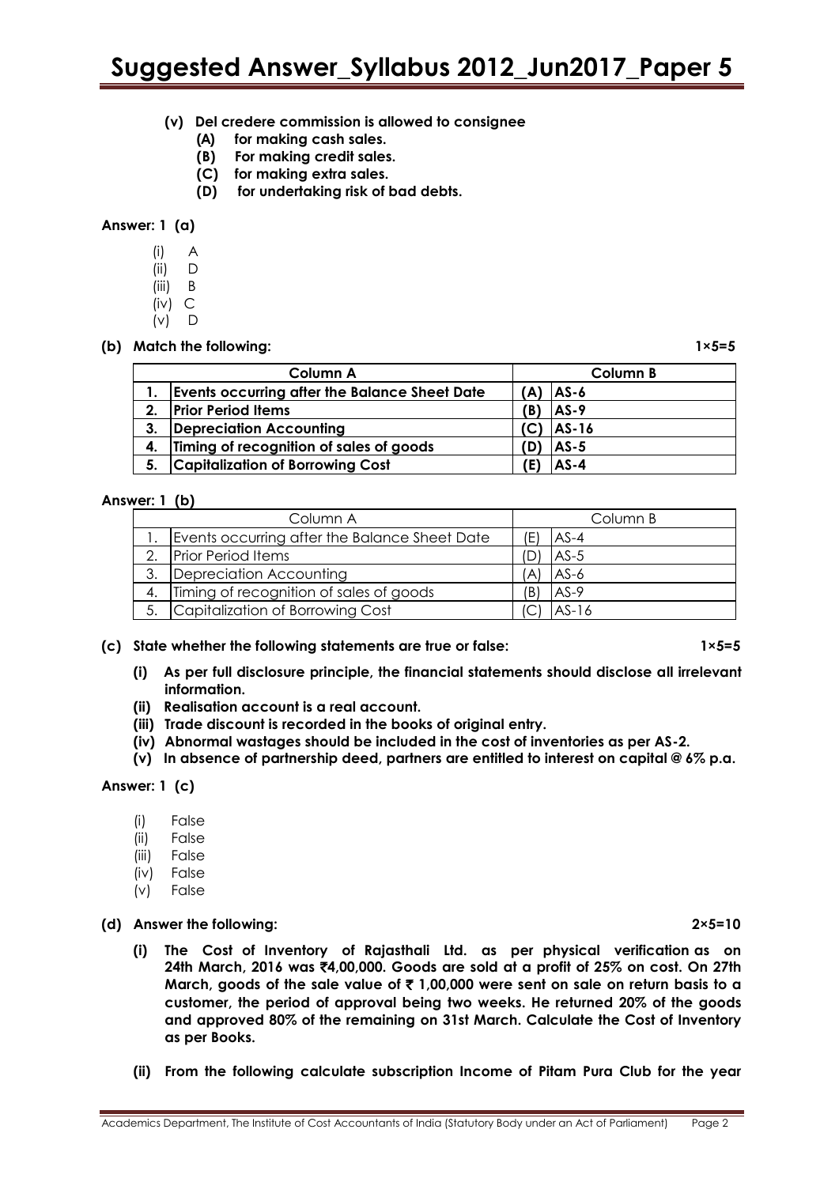**(v) Del credere commission is allowed to consignee**

   **(A) for making cash sales.**
   **(B) For making credit sales.**
   **(C) for making extra sales.**
   **(D) for undertaking risk of bad debts.**

**Answer: 1 (a)**

(i) A
(ii) D
(iii) B
(iv) C
(v) D

**(b) Match the following: 1×5=5**

| | Column A | | Column B |
|---|---|---|---|
| **1.** | **Events occurring after the Balance Sheet Date** | **(A)** | **AS-6** |
| **2.** | **Prior Period Items** | **(B)** | **AS-9** |
| **3.** | **Depreciation Accounting** | **(C)** | **AS-16** |
| **4.** | **Timing of recognition of sales of goods** | **(D)** | **AS-5** |
| **5.** | **Capitalization of Borrowing Cost** | **(E)** | **AS-4** |

**Answer: 1 (b)**

| | Column A | | Column B |
|---|---|---|---|
| 1. | Events occurring after the Balance Sheet Date | (E) | AS-4 |
| 2. | Prior Period Items | (D) | AS-5 |
| 3. | Depreciation Accounting | (A) | AS-6 |
| 4. | Timing of recognition of sales of goods | (B) | AS-9 |
| 5. | Capitalization of Borrowing Cost | (C) | AS-16 |

**(c) State whether the following statements are true or false: 1×5=5**

**(i) As per full disclosure principle, the financial statements should disclose all irrelevant information.**
**(ii) Realisation account is a real account.**
**(iii) Trade discount is recorded in the books of original entry.**
**(iv) Abnormal wastages should be included in the cost of inventories as per AS-2.**
**(v) In absence of partnership deed, partners are entitled to interest on capital @ 6% p.a.**

**Answer: 1 (c)**

(i) False
(ii) False
(iii) False
(iv) False
(v) False

**(d) Answer the following: 2×5=10**

**(i) The Cost of Inventory of Rajasthali Ltd. as per physical verification as on 24th March, 2016 was ₹4,00,000. Goods are sold at a profit of 25% on cost. On 27th March, goods of the sale value of ₹ 1,00,000 were sent on sale on return basis to a customer, the period of approval being two weeks. He returned 20% of the goods and approved 80% of the remaining on 31st March. Calculate the Cost of Inventory as per Books.**

**(ii) From the following calculate subscription Income of Pitam Pura Club for the year**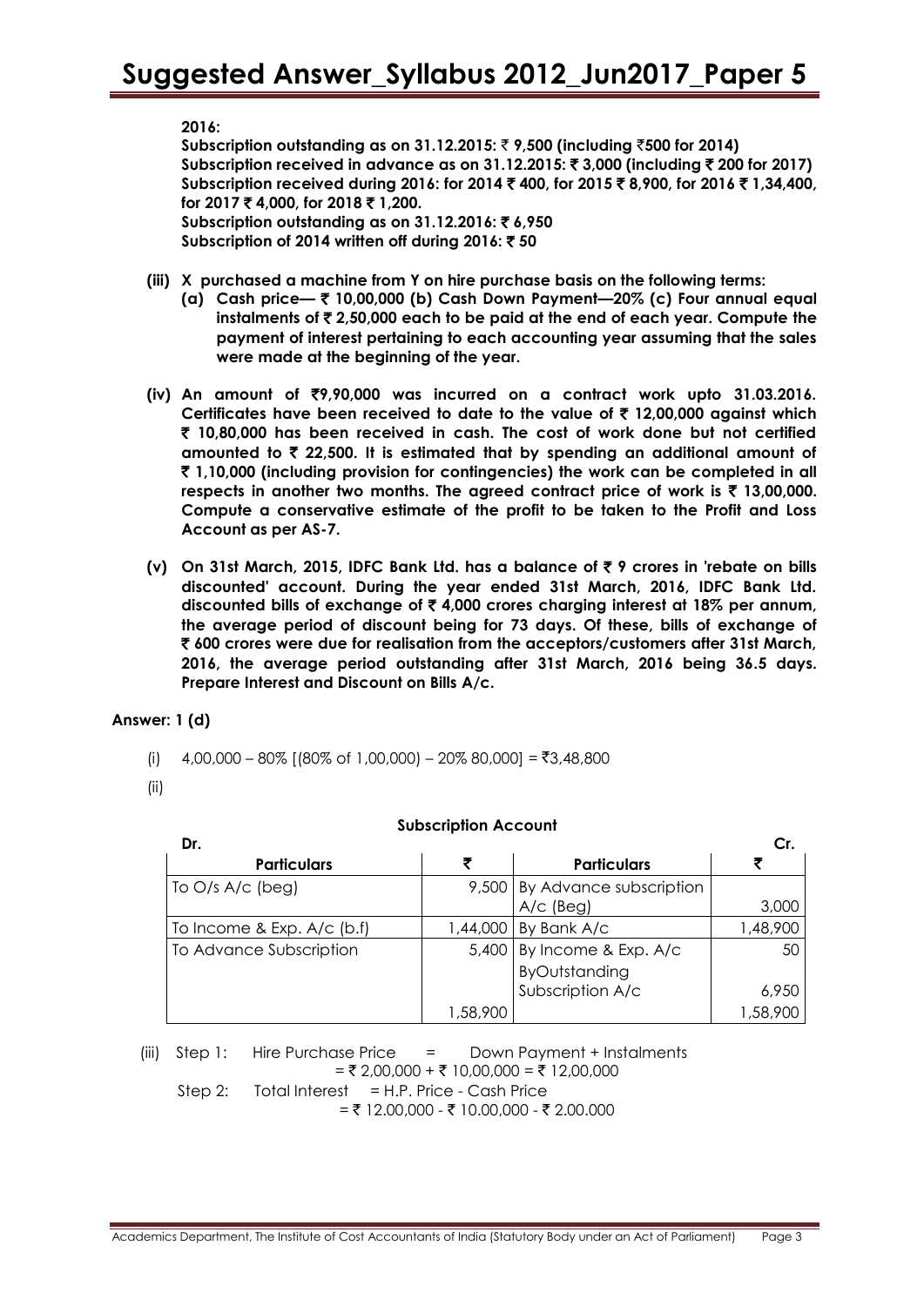**2016:**

**Subscription outstanding as on 31.12.2015: ₹ 9,500 (including ₹500 for 2014)**
**Subscription received in advance as on 31.12.2015: ₹ 3,000 (including ₹ 200 for 2017)**
**Subscription received during 2016: for 2014 ₹ 400, for 2015 ₹ 8,900, for 2016 ₹ 1,34,400, for 2017 ₹ 4,000, for 2018 ₹ 1,200.**
**Subscription outstanding as on 31.12.2016: ₹ 6,950**
**Subscription of 2014 written off during 2016: ₹ 50**

**(iii) X purchased a machine from Y on hire purchase basis on the following terms:**
**(a) Cash price— ₹ 10,00,000 (b) Cash Down Payment—20% (c) Four annual equal instalments of ₹ 2,50,000 each to be paid at the end of each year. Compute the payment of interest pertaining to each accounting year assuming that the sales were made at the beginning of the year.**

**(iv) An amount of ₹9,90,000 was incurred on a contract work upto 31.03.2016. Certificates have been received to date to the value of ₹ 12,00,000 against which ₹ 10,80,000 has been received in cash. The cost of work done but not certified amounted to ₹ 22,500. It is estimated that by spending an additional amount of ₹ 1,10,000 (including provision for contingencies) the work can be completed in all respects in another two months. The agreed contract price of work is ₹ 13,00,000. Compute a conservative estimate of the profit to be taken to the Profit and Loss Account as per AS-7.**

**(v) On 31st March, 2015, IDFC Bank Ltd. has a balance of ₹ 9 crores in 'rebate on bills discounted' account. During the year ended 31st March, 2016, IDFC Bank Ltd. discounted bills of exchange of ₹ 4,000 crores charging interest at 18% per annum, the average period of discount being for 73 days. Of these, bills of exchange of ₹ 600 crores were due for realisation from the acceptors/customers after 31st March, 2016, the average period outstanding after 31st March, 2016 being 36.5 days. Prepare Interest and Discount on Bills A/c.**

**Answer: 1 (d)**

(i) 4,00,000 – 80% [(80% of 1,00,000) – 20% 80,000] = ₹3,48,800

(ii)

**Subscription Account**

| Dr. Particulars | ₹ | Particulars | Cr. ₹ |
|---|---|---|---|
| To O/s A/c (beg) | 9,500 | By Advance subscription A/c (Beg) | 3,000 |
| To Income & Exp. A/c (b.f) | 1,44,000 | By Bank A/c | 1,48,900 |
| To Advance Subscription | 5,400 | By Income & Exp. A/c | 50 |
| | | ByOutstanding Subscription A/c | 6,950 |
| | 1,58,900 | | 1,58,900 |

(iii) Step 1: Hire Purchase Price = Down Payment + Instalments
= ₹ 2,00,000 + ₹ 10,00,000 = ₹ 12,00,000

Step 2: Total Interest = H.P. Price - Cash Price
= ₹ 12.00,000 - ₹ 10.00,000 - ₹ 2.00.000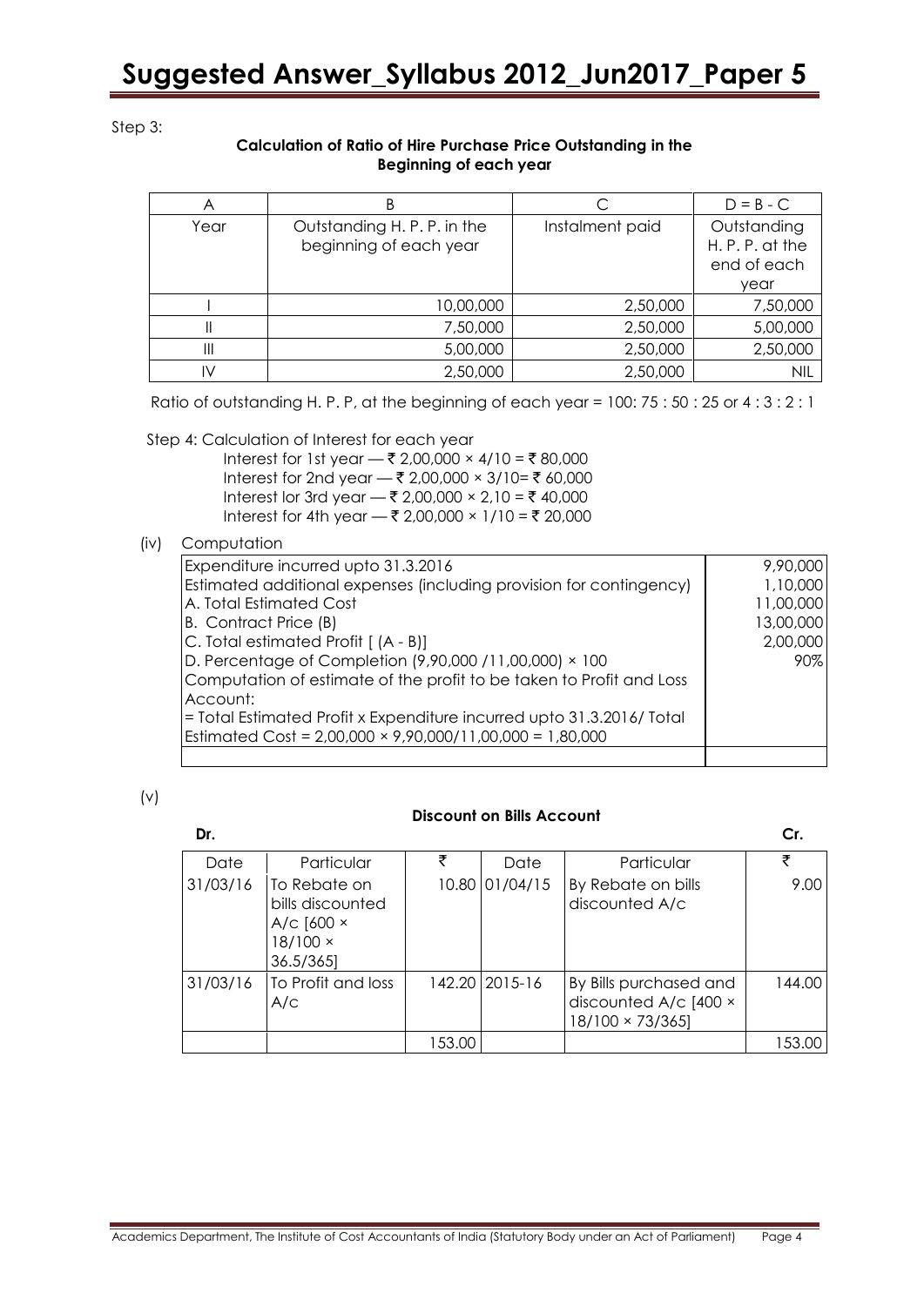Step 3:

**Calculation of Ratio of Hire Purchase Price Outstanding in the Beginning of each year**

| A | B | C | D = B - C |
|---|---|---|---|
| Year | Outstanding H. P. P. in the beginning of each year | Instalment paid | Outstanding H. P. P. at the end of each year |
| I | 10,00,000 | 2,50,000 | 7,50,000 |
| II | 7,50,000 | 2,50,000 | 5,00,000 |
| III | 5,00,000 | 2,50,000 | 2,50,000 |
| IV | 2,50,000 | 2,50,000 | NIL |

Ratio of outstanding H. P. P, at the beginning of each year = 100: 75 : 50 : 25 or 4 : 3 : 2 : 1

Step 4: Calculation of Interest for each year

Interest for 1st year — ₹ 2,00,000 × 4/10 = ₹ 80,000
Interest for 2nd year — ₹ 2,00,000 × 3/10= ₹ 60,000
Interest lor 3rd year — ₹ 2,00,000 × 2,10 = ₹ 40,000
Interest for 4th year — ₹ 2,00,000 × 1/10 = ₹ 20,000

(iv) Computation

| | |
|---|---|
| Expenditure incurred upto 31.3.2016 | 9,90,000 |
| Estimated additional expenses (including provision for contingency) | 1,10,000 |
| A. Total Estimated Cost | 11,00,000 |
| B. Contract Price (B) | 13,00,000 |
| C. Total estimated Profit [ (A - B)] | 2,00,000 |
| D. Percentage of Completion (9,90,000 /11,00,000) × 100 | 90% |
| Computation of estimate of the profit to be taken to Profit and Loss Account: | |
| = Total Estimated Profit x Expenditure incurred upto 31.3.2016/ Total Estimated Cost = 2,00,000 × 9,90,000/11,00,000 = 1,80,000 | |
| | |

(v)

**Discount on Bills Account**

**Dr.** **Cr.**

| Date | Particular | ₹ | Date | Particular | ₹ |
|---|---|---|---|---|---|
| 31/03/16 | To Rebate on bills discounted A/c [600 × 18/100 × 36.5/365] | 10.80 | 01/04/15 | By Rebate on bills discounted A/c | 9.00 |
| 31/03/16 | To Profit and loss A/c | 142.20 | 2015-16 | By Bills purchased and discounted A/c [400 × 18/100 × 73/365] | 144.00 |
| | | 153.00 | | | 153.00 |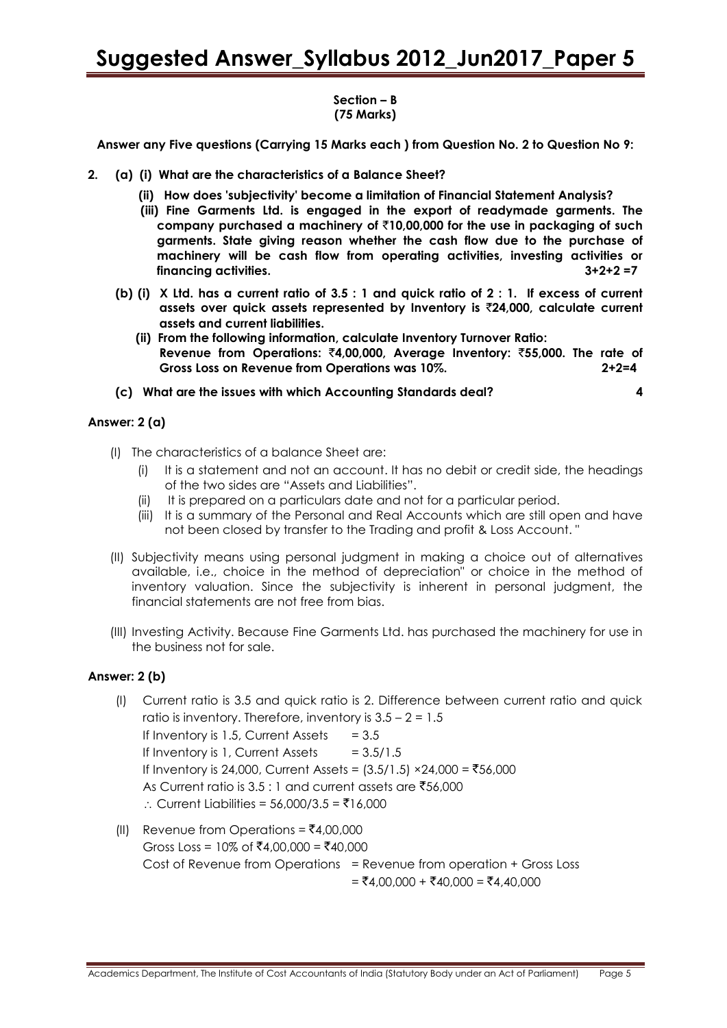**Section – B**
**(75 Marks)**

**Answer any Five questions (Carrying 15 Marks each ) from Question No. 2 to Question No 9:**

**2. (a) (i) What are the characteristics of a Balance Sheet?**

**(ii) How does 'subjectivity' become a limitation of Financial Statement Analysis?**

**(iii) Fine Garments Ltd. is engaged in the export of readymade garments. The company purchased a machinery of ₹10,00,000 for the use in packaging of such garments. State giving reason whether the cash flow due to the purchase of machinery will be cash flow from operating activities, investing activities or financing activities. 3+2+2 =7**

**(b) (i) X Ltd. has a current ratio of 3.5 : 1 and quick ratio of 2 : 1. If excess of current assets over quick assets represented by Inventory is ₹24,000, calculate current assets and current liabilities.**

**(ii) From the following information, calculate Inventory Turnover Ratio: Revenue from Operations: ₹4,00,000, Average Inventory: ₹55,000. The rate of Gross Loss on Revenue from Operations was 10%. 2+2=4**

**(c) What are the issues with which Accounting Standards deal? 4**

**Answer: 2 (a)**

(I) The characteristics of a balance Sheet are:

(i) It is a statement and not an account. It has no debit or credit side, the headings of the two sides are "Assets and Liabilities".

(ii) It is prepared on a particulars date and not for a particular period.

(iii) It is a summary of the Personal and Real Accounts which are still open and have not been closed by transfer to the Trading and profit & Loss Account. "

(II) Subjectivity means using personal judgment in making a choice out of alternatives available, i.e., choice in the method of depreciation" or choice in the method of inventory valuation. Since the subjectivity is inherent in personal judgment, the financial statements are not free from bias.

(III) Investing Activity. Because Fine Garments Ltd. has purchased the machinery for use in the business not for sale.

**Answer: 2 (b)**

(I) Current ratio is 3.5 and quick ratio is 2. Difference between current ratio and quick ratio is inventory. Therefore, inventory is $3.5 - 2 = 1.5$

If Inventory is 1.5, Current Assets = 3.5

If Inventory is 1, Current Assets = 3.5/1.5

If Inventory is 24,000, Current Assets = (3.5/1.5) ×24,000 = ₹56,000

As Current ratio is 3.5 : 1 and current assets are ₹56,000

∴ Current Liabilities = 56,000/3.5 = ₹16,000

(II) Revenue from Operations = ₹4,00,000

Gross Loss = 10% of ₹4,00,000 = ₹40,000

Cost of Revenue from Operations = Revenue from operation + Gross Loss

= ₹4,00,000 + ₹40,000 = ₹4,40,000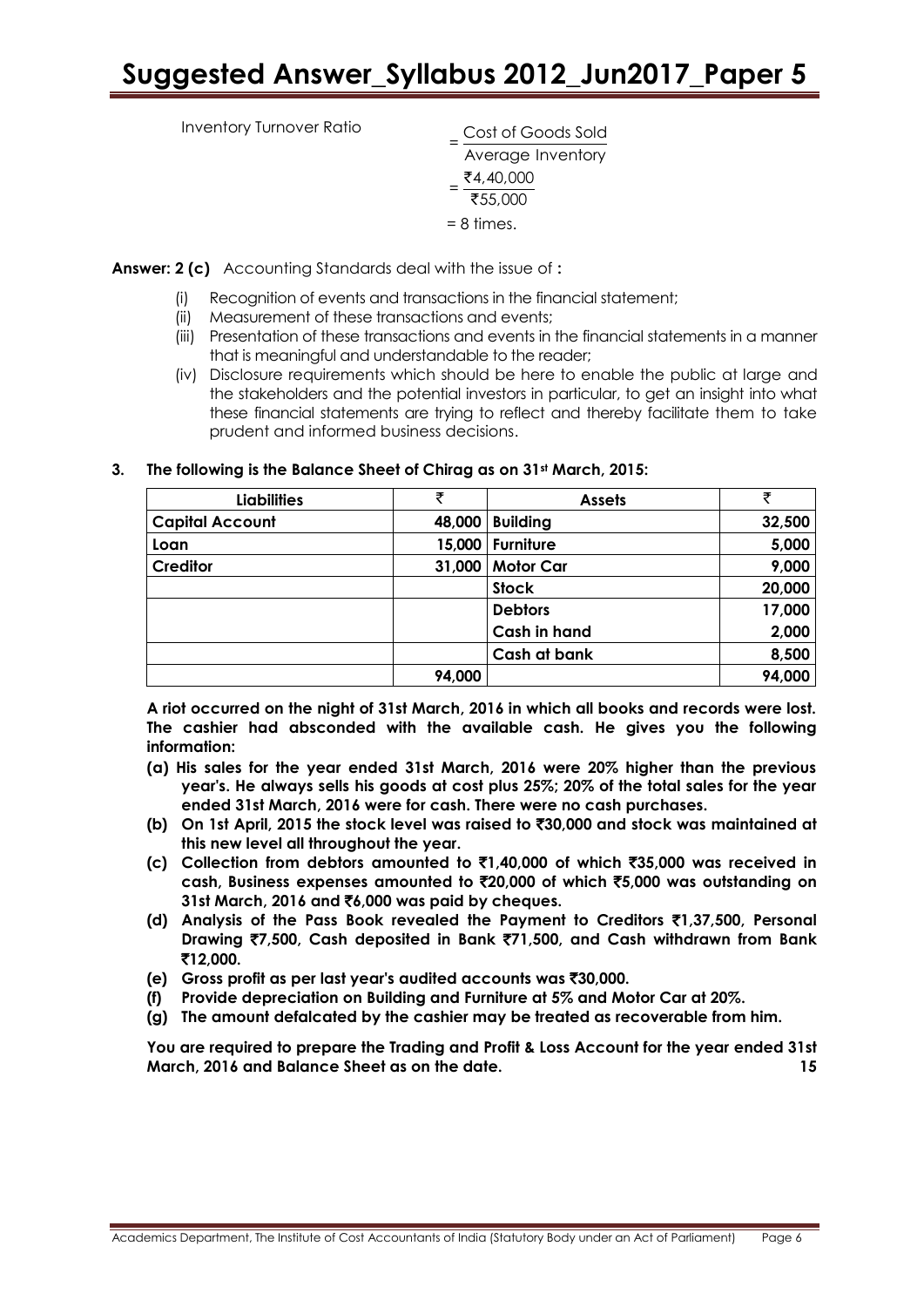Inventory Turnover Ratio

$$= \frac{\text{Cost of Goods Sold}}{\text{Average Inventory}}$$

$$= \frac{₹4,40,000}{₹55,000}$$

$$= 8 \text{ times.}$$

**Answer: 2 (c)** Accounting Standards deal with the issue of **:**

(i) Recognition of events and transactions in the financial statement;

(ii) Measurement of these transactions and events;

(iii) Presentation of these transactions and events in the financial statements in a manner that is meaningful and understandable to the reader;

(iv) Disclosure requirements which should be here to enable the public at large and the stakeholders and the potential investors in particular, to get an insight into what these financial statements are trying to reflect and thereby facilitate them to take prudent and informed business decisions.

**3. The following is the Balance Sheet of Chirag as on 31st March, 2015:**

| Liabilities | ₹ | Assets | ₹ |
|---|---|---|---|
| **Capital Account** | **48,000** | **Building** | **32,500** |
| **Loan** | **15,000** | **Furniture** | **5,000** |
| **Creditor** | **31,000** | **Motor Car** | **9,000** |
| | | **Stock** | **20,000** |
| | | **Debtors** | **17,000** |
| | | **Cash in hand** | **2,000** |
| | | **Cash at bank** | **8,500** |
| | **94,000** | | **94,000** |

**A riot occurred on the night of 31st March, 2016 in which all books and records were lost. The cashier had absconded with the available cash. He gives you the following information:**

- **(a) His sales for the year ended 31st March, 2016 were 20% higher than the previous year's. He always sells his goods at cost plus 25%; 20% of the total sales for the year ended 31st March, 2016 were for cash. There were no cash purchases.**
- **(b) On 1st April, 2015 the stock level was raised to ₹30,000 and stock was maintained at this new level all throughout the year.**
- **(c) Collection from debtors amounted to ₹1,40,000 of which ₹35,000 was received in cash, Business expenses amounted to ₹20,000 of which ₹5,000 was outstanding on 31st March, 2016 and ₹6,000 was paid by cheques.**
- **(d) Analysis of the Pass Book revealed the Payment to Creditors ₹1,37,500, Personal Drawing ₹7,500, Cash deposited in Bank ₹71,500, and Cash withdrawn from Bank ₹12,000.**
- **(e) Gross profit as per last year's audited accounts was ₹30,000.**
- **(f) Provide depreciation on Building and Furniture at 5% and Motor Car at 20%.**
- **(g) The amount defalcated by the cashier may be treated as recoverable from him.**

**You are required to prepare the Trading and Profit & Loss Account for the year ended 31st March, 2016 and Balance Sheet as on the date.** **15**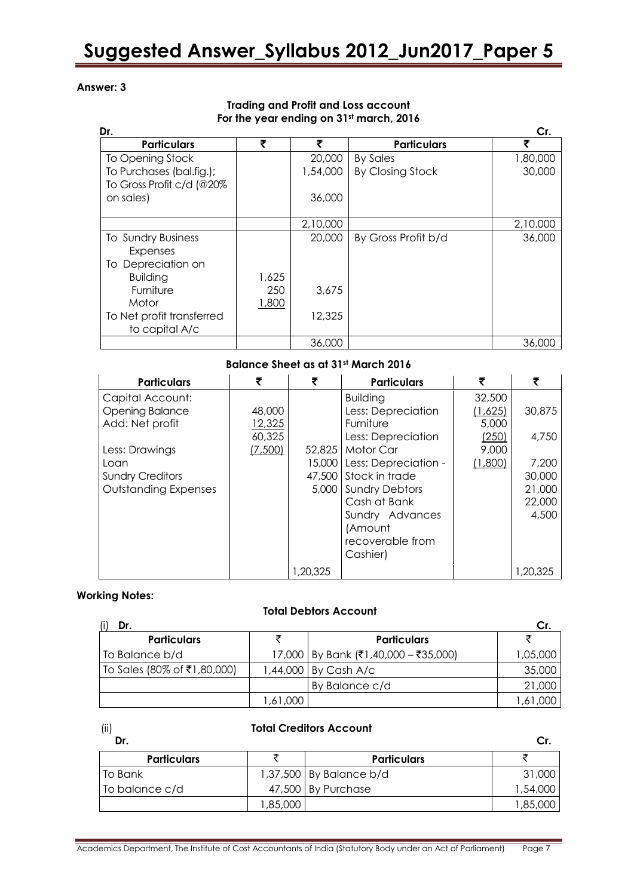**Answer: 3**

**Trading and Profit and Loss account**
**For the year ending on 31st march, 2016**

| Dr. | | | | Cr. |
|---|---|---|---|---|
| **Particulars** | **₹** | **₹** | **Particulars** | **₹** |
| To Opening Stock | | 20,000 | By Sales | 1,80,000 |
| To Purchases (bal.fig.); | | 1,54,000 | By Closing Stock | 30,000 |
| To Gross Profit c/d (@20% on sales) | | 36,000 | | |
| | | 2,10,000 | | 2,10,000 |
| To Sundry Business Expenses | | 20,000 | By Gross Profit b/d | 36,000 |
| To Depreciation on | | | | |
| Building | 1,625 | | | |
| Furniture | 250 | 3,675 | | |
| Motor | 1,800 | | | |
| To Net profit transferred to capital A/c | | 12,325 | | |
| | | 36,000 | | 36,000 |

**Balance Sheet as at 31st March 2016**

| **Particulars** | **₹** | **₹** | **Particulars** | **₹** | **₹** |
|---|---|---|---|---|---|
| Capital Account: | | | Building | 32,500 | |
| Opening Balance | 48,000 | | Less: Depreciation | (1,625) | 30,875 |
| Add: Net profit | 12,325 | | Furniture | 5,000 | |
| | 60,325 | | Less: Depreciation | (250) | 4,750 |
| Less: Drawings | (7,500) | 52,825 | Motor Car | 9,000 | |
| Loan | | 15,000 | Less: Depreciation - | (1,800) | 7,200 |
| Sundry Creditors | | 47,500 | Stock in trade | | 30,000 |
| Outstanding Expenses | | 5,000 | Sundry Debtors | | 21,000 |
| | | | Cash at Bank | | 22,000 |
| | | | Sundry Advances (Amount recoverable from Cashier) | | 4,500 |
| | | 1,20,325 | | | 1,20,325 |

**Working Notes:**

**Total Debtors Account**

(i)

| Dr. | | | Cr. |
|---|---|---|---|
| **Particulars** | ₹ | **Particulars** | ₹ |
| To Balance b/d | 17,000 | By Bank (₹1,40,000 – ₹35,000) | 1,05,000 |
| To Sales (80% of ₹1,80,000) | 1,44,000 | By Cash A/c | 35,000 |
| | | By Balance c/d | 21,000 |
| | 1,61,000 | | 1,61,000 |

(ii) **Total Creditors Account**

| Dr. | | | Cr. |
|---|---|---|---|
| **Particulars** | ₹ | **Particulars** | ₹ |
| To Bank | 1,37,500 | By Balance b/d | 31,000 |
| To balance c/d | 47,500 | By Purchase | 1,54,000 |
| | 1,85,000 | | 1,85,000 |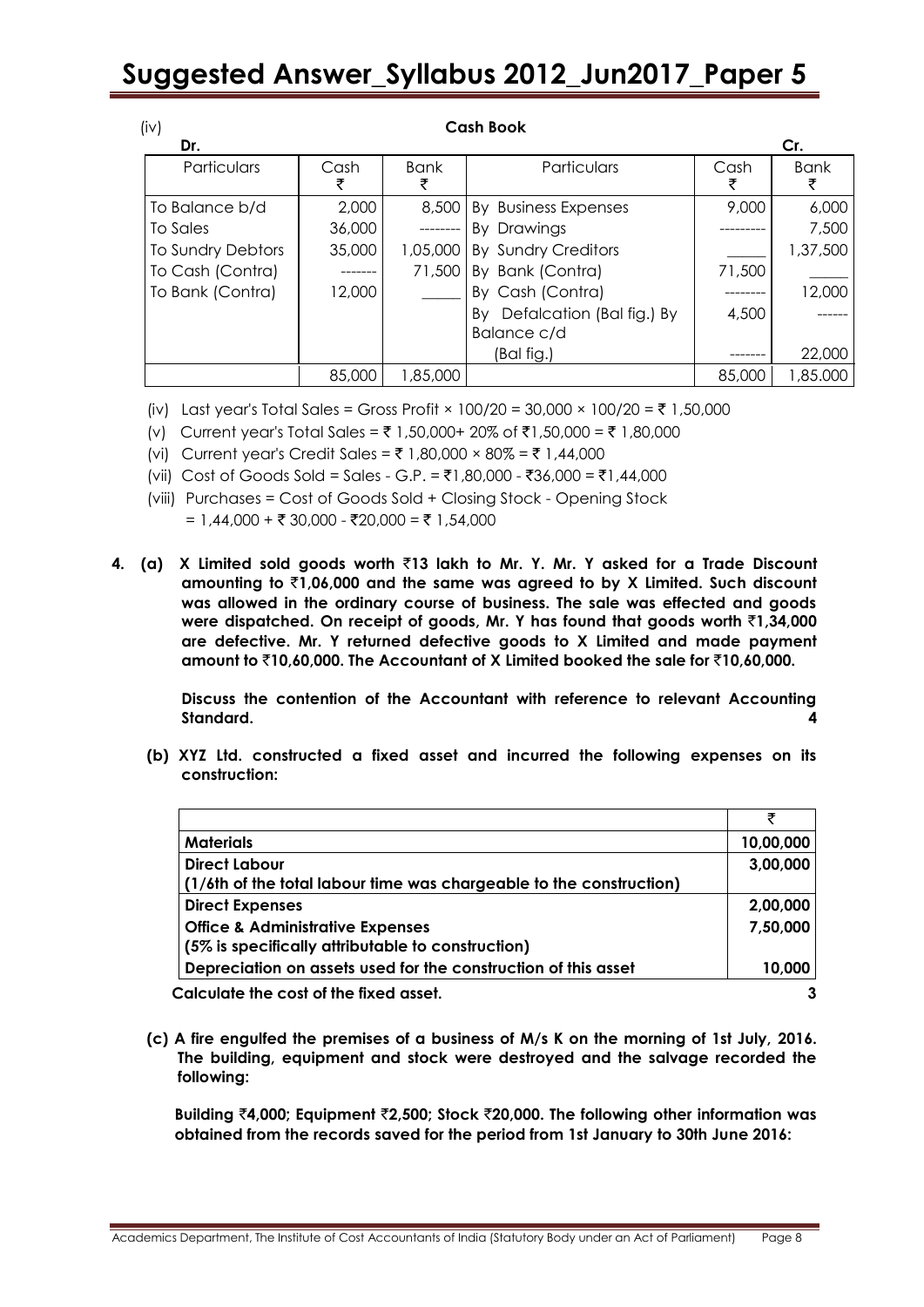(iv) **Cash Book**

| Dr. Particulars | Cash ₹ | Bank ₹ | Particulars | Cash ₹ | Cr. Bank ₹ |
|---|---|---|---|---|---|
| To Balance b/d | 2,000 | 8,500 | By Business Expenses | 9,000 | 6,000 |
| To Sales | 36,000 | -------- | By Drawings | --------- | 7,500 |
| To Sundry Debtors | 35,000 | 1,05,000 | By Sundry Creditors | _____ | 1,37,500 |
| To Cash (Contra) | ------- | 71,500 | By Bank (Contra) | 71,500 | _____ |
| To Bank (Contra) | 12,000 | _____ | By Cash (Contra) | -------- | 12,000 |
| | | | By Defalcation (Bal fig.) By Balance c/d | 4,500 | ------ |
| | | | (Bal fig.) | ------- | 22,000 |
| | 85,000 | 1,85,000 | | 85,000 | 1,85,000 |

(iv) Last year's Total Sales = Gross Profit × 100/20 = 30,000 × 100/20 = ₹ 1,50,000

(v) Current year's Total Sales = ₹ 1,50,000+ 20% of ₹1,50,000 = ₹ 1,80,000

(vi) Current year's Credit Sales = ₹ 1,80,000 × 80% = ₹ 1,44,000

(vii) Cost of Goods Sold = Sales - G.P. = ₹1,80,000 - ₹36,000 = ₹1,44,000

(viii) Purchases = Cost of Goods Sold + Closing Stock - Opening Stock
= 1,44,000 + ₹ 30,000 - ₹20,000 = ₹ 1,54,000

**4. (a) X Limited sold goods worth ₹13 lakh to Mr. Y. Mr. Y asked for a Trade Discount amounting to ₹1,06,000 and the same was agreed to by X Limited. Such discount was allowed in the ordinary course of business. The sale was effected and goods were dispatched. On receipt of goods, Mr. Y has found that goods worth ₹1,34,000 are defective. Mr. Y returned defective goods to X Limited and made payment amount to ₹10,60,000. The Accountant of X Limited booked the sale for ₹10,60,000.**

**Discuss the contention of the Accountant with reference to relevant Accounting Standard. 4**

**(b) XYZ Ltd. constructed a fixed asset and incurred the following expenses on its construction:**

| | ₹ |
|---|---|
| **Materials** | **10,00,000** |
| **Direct Labour (1/6th of the total labour time was chargeable to the construction)** | **3,00,000** |
| **Direct Expenses** | **2,00,000** |
| **Office & Administrative Expenses (5% is specifically attributable to construction)** | **7,50,000** |
| **Depreciation on assets used for the construction of this asset** | **10,000** |

**Calculate the cost of the fixed asset. 3**

**(c) A fire engulfed the premises of a business of M/s K on the morning of 1st July, 2016. The building, equipment and stock were destroyed and the salvage recorded the following:**

**Building ₹4,000; Equipment ₹2,500; Stock ₹20,000. The following other information was obtained from the records saved for the period from 1st January to 30th June 2016:**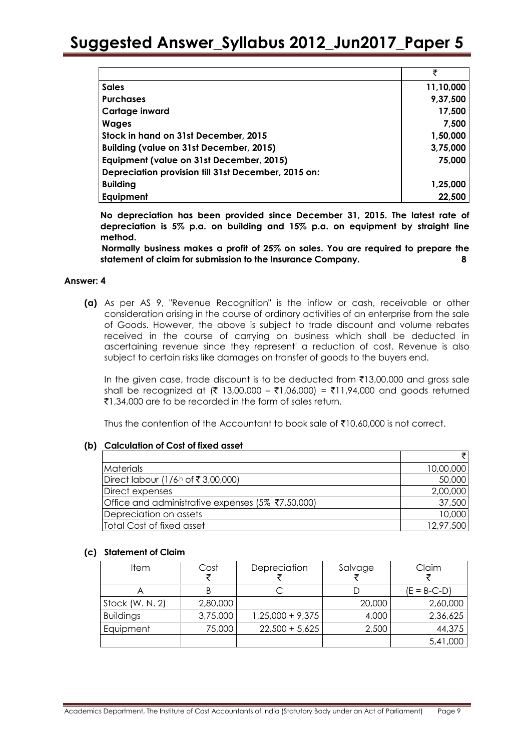| | ₹ |
|---|---|
| **Sales** | **11,10,000** |
| **Purchases** | **9,37,500** |
| **Cartage inward** | **17,500** |
| **Wages** | **7,500** |
| **Stock in hand on 31st December, 2015** | **1,50,000** |
| **Building (value on 31st December, 2015)** | **3,75,000** |
| **Equipment (value on 31st December, 2015)** | **75,000** |
| **Depreciation provision till 31st December, 2015 on:** | |
| **Building** | **1,25,000** |
| **Equipment** | **22,500** |

**No depreciation has been provided since December 31, 2015. The latest rate of depreciation is 5% p.a. on building and 15% p.a. on equipment by straight line method.**

**Normally business makes a profit of 25% on sales. You are required to prepare the statement of claim for submission to the Insurance Company.** **8**

**Answer: 4**

**(a)** As per AS 9, "Revenue Recognition" is the inflow or cash, receivable or other consideration arising in the course of ordinary activities of an enterprise from the sale of Goods. However, the above is subject to trade discount and volume rebates received in the course of carrying on business which shall be deducted in ascertaining revenue since they represent' a reduction of cost. Revenue is also subject to certain risks like damages on transfer of goods to the buyers end.

In the given case, trade discount is to be deducted from ₹13,00,000 and gross sale shall be recognized at (₹ 13,00,000 – ₹1,06,000) = ₹11,94,000 and goods returned ₹1,34,000 are to be recorded in the form of sales return.

Thus the contention of the Accountant to book sale of ₹10,60,000 is not correct.

**(b) Calculation of Cost of fixed asset**

| | ₹ |
|---|---|
| Materials | 10,00,000 |
| Direct labour (1/6th of ₹ 3,00,000) | 50,000 |
| Direct expenses | 2,00,000 |
| Office and administrative expenses (5% ₹7,50,000) | 37,500 |
| Depreciation on assets | 10,000 |
| Total Cost of fixed asset | 12,97,500 |

**(c) Statement of Claim**

| Item | Cost ₹ | Depreciation ₹ | Salvage ₹ | Claim ₹ |
|---|---|---|---|---|
| A | B | C | D | (E = B-C-D) |
| Stock (W. N. 2) | 2,80,000 | | 20,000 | 2,60,000 |
| Buildings | 3,75,000 | 1,25,000 + 9,375 | 4,000 | 2,36,625 |
| Equipment | 75,000 | 22,500 + 5,625 | 2,500 | 44,375 |
| | | | | 5,41,000 |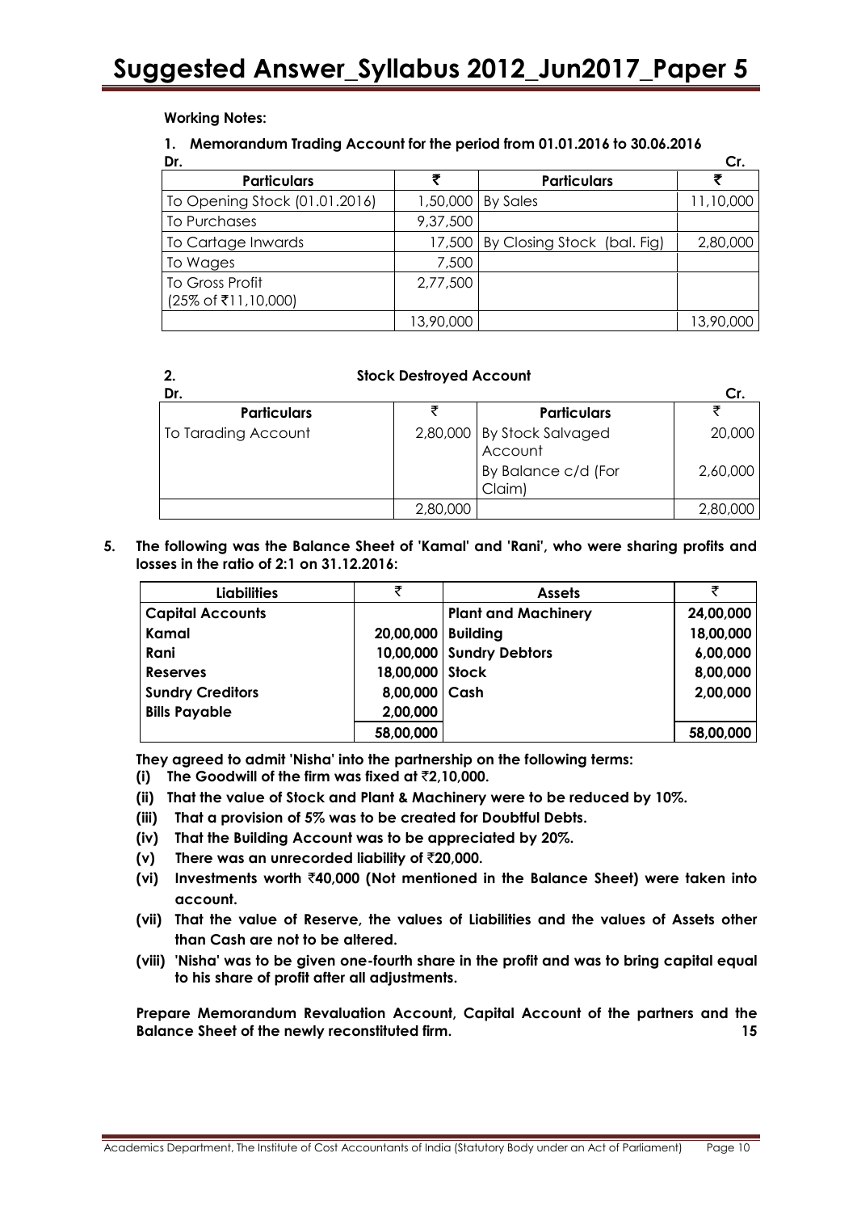**Working Notes:**

**1. Memorandum Trading Account for the period from 01.01.2016 to 30.06.2016**

| Dr. Particulars | ₹ | Cr. Particulars | ₹ |
|---|---|---|---|
| To Opening Stock (01.01.2016) | 1,50,000 | By Sales | 11,10,000 |
| To Purchases | 9,37,500 | | |
| To Cartage Inwards | 17,500 | By Closing Stock (bal. Fig) | 2,80,000 |
| To Wages | 7,500 | | |
| To Gross Profit (25% of ₹11,10,000) | 2,77,500 | | |
| | 13,90,000 | | 13,90,000 |

**2. Stock Destroyed Account**

| Dr. Particulars | ₹ | Cr. Particulars | ₹ |
|---|---|---|---|
| To Tarading Account | 2,80,000 | By Stock Salvaged Account | 20,000 |
| | | By Balance c/d (For Claim) | 2,60,000 |
| | 2,80,000 | | 2,80,000 |

**5. The following was the Balance Sheet of 'Kamal' and 'Rani', who were sharing profits and losses in the ratio of 2:1 on 31.12.2016:**

| Liabilities | ₹ | Assets | ₹ |
|---|---|---|---|
| **Capital Accounts** | | **Plant and Machinery** | **24,00,000** |
| **Kamal** | **20,00,000** | **Building** | **18,00,000** |
| **Rani** | **10,00,000** | **Sundry Debtors** | **6,00,000** |
| **Reserves** | **18,00,000** | **Stock** | **8,00,000** |
| **Sundry Creditors** | **8,00,000** | **Cash** | **2,00,000** |
| **Bills Payable** | **2,00,000** | | |
| | **58,00,000** | | **58,00,000** |

**They agreed to admit 'Nisha' into the partnership on the following terms:**

**(i) The Goodwill of the firm was fixed at ₹2,10,000.**

**(ii) That the value of Stock and Plant & Machinery were to be reduced by 10%.**

**(iii) That a provision of 5% was to be created for Doubtful Debts.**

**(iv) That the Building Account was to be appreciated by 20%.**

**(v) There was an unrecorded liability of ₹20,000.**

**(vi) Investments worth ₹40,000 (Not mentioned in the Balance Sheet) were taken into account.**

**(vii) That the value of Reserve, the values of Liabilities and the values of Assets other than Cash are not to be altered.**

**(viii) 'Nisha' was to be given one-fourth share in the profit and was to bring capital equal to his share of profit after all adjustments.**

**Prepare Memorandum Revaluation Account, Capital Account of the partners and the Balance Sheet of the newly reconstituted firm. 15**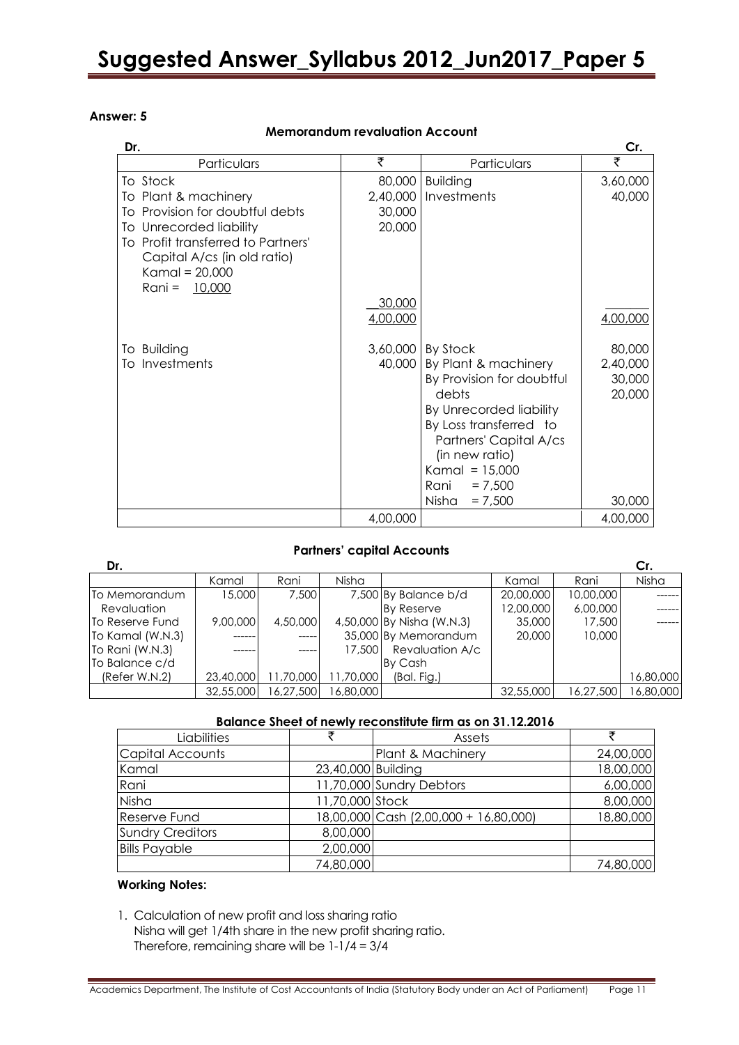**Answer: 5**

**Memorandum revaluation Account**

| Dr. | | | Cr. |
|---|---|---|---|
| Particulars | ₹ | Particulars | ₹ |
| To Stock | 80,000 | Building | 3,60,000 |
| To Plant & machinery | 2,40,000 | Investments | 40,000 |
| To Provision for doubtful debts | 30,000 | | |
| To Unrecorded liability | 20,000 | | |
| To Profit transferred to Partners' Capital A/cs (in old ratio) Kamal = 20,000 Rani = 10,000 | 30,000 | | |
| | 4,00,000 | | 4,00,000 |
| To Building | 3,60,000 | By Stock | 80,000 |
| To Investments | 40,000 | By Plant & machinery | 2,40,000 |
| | | By Provision for doubtful debts | 30,000 |
| | | By Unrecorded liability | 20,000 |
| | | By Loss transferred to Partners' Capital A/cs (in new ratio) Kamal = 15,000 Rani = 7,500 Nisha = 7,500 | 30,000 |
| | 4,00,000 | | 4,00,000 |

**Partners' capital Accounts**

| Dr. | Kamal | Rani | Nisha | | Kamal | Rani | Nisha Cr. |
|---|---|---|---|---|---|---|---|
| To Memorandum Revaluation | 15,000 | 7,500 | 7,500 | By Balance b/d | 20,00,000 | 10,00,000 | ------ |
| To Reserve Fund | 9,00,000 | 4,50,000 | 4,50,000 | By Reserve | 12,00,000 | 6,00,000 | ------ |
| To Kamal (W.N.3) | ------ | ----- | 35,000 | By Nisha (W.N.3) | 35,000 | 17,500 | ------ |
| To Rani (W.N.3) | ------ | ----- | 17,500 | By Memorandum Revaluation A/c | 20,000 | 10,000 | |
| To Balance c/d (Refer W.N.2) | 23,40,000 | 11,70,000 | 11,70,000 | By Cash (Bal. Fig.) | | | 16,80,000 |
| | 32,55,000 | 16,27,500 | 16,80,000 | | 32,55,000 | 16,27,500 | 16,80,000 |

**Balance Sheet of newly reconstitute firm as on 31.12.2016**

| Liabilities | ₹ | Assets | ₹ |
|---|---|---|---|
| Capital Accounts | | Plant & Machinery | 24,00,000 |
| Kamal | 23,40,000 | Building | 18,00,000 |
| Rani | 11,70,000 | Sundry Debtors | 6,00,000 |
| Nisha | 11,70,000 | Stock | 8,00,000 |
| Reserve Fund | 18,00,000 | Cash (2,00,000 + 16,80,000) | 18,80,000 |
| Sundry Creditors | 8,00,000 | | |
| Bills Payable | 2,00,000 | | |
| | 74,80,000 | | 74,80,000 |

**Working Notes:**

1. Calculation of new profit and loss sharing ratio
   Nisha will get 1/4th share in the new profit sharing ratio.
   Therefore, remaining share will be 1-1/4 = 3/4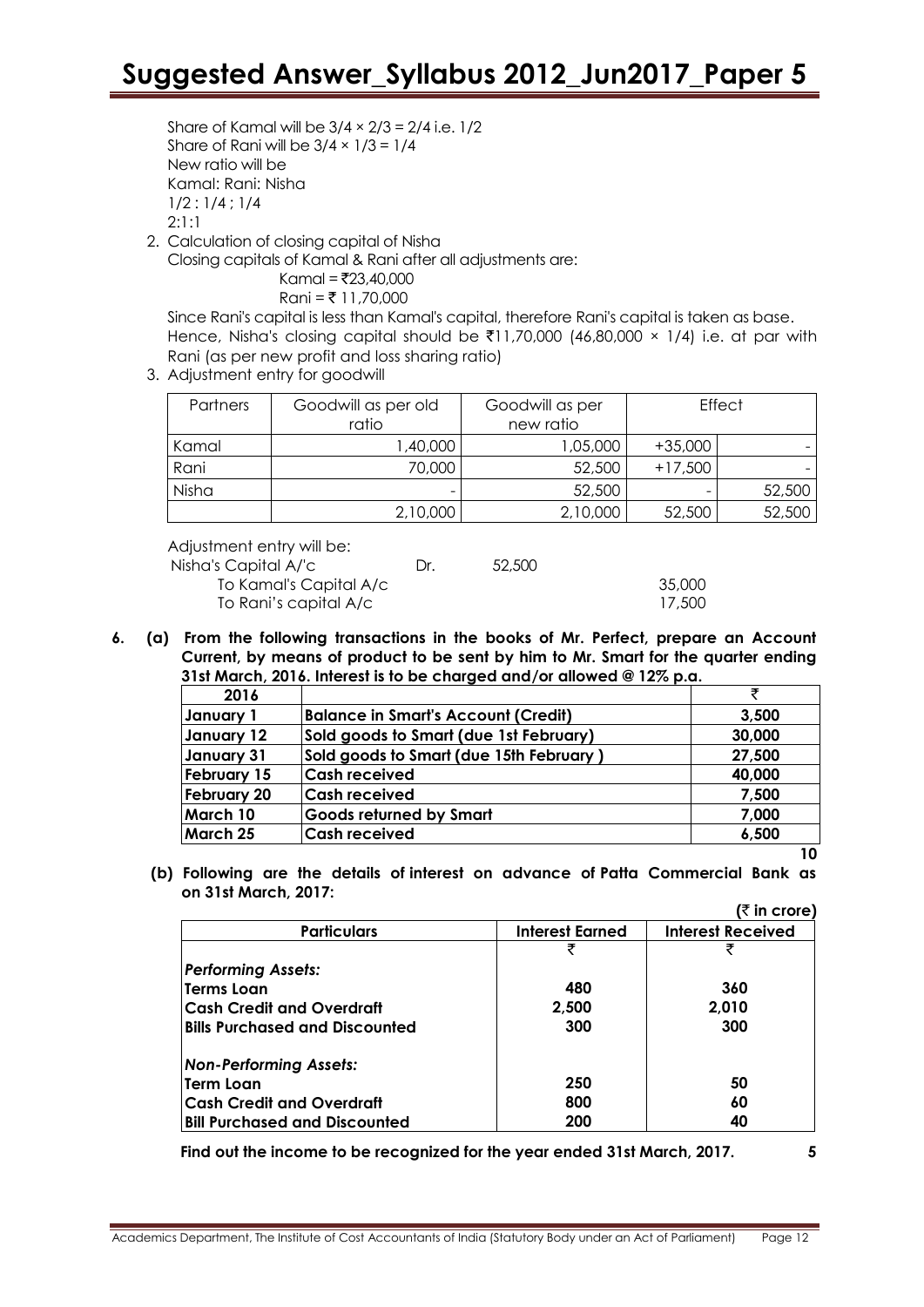Share of Kamal will be $3/4 \times 2/3 = 2/4$ i.e. $1/2$
Share of Rani will be $3/4 \times 1/3 = 1/4$
New ratio will be
Kamal: Rani: Nisha
1/2 : 1/4 ; 1/4
2:1:1

2. Calculation of closing capital of Nisha
   Closing capitals of Kamal & Rani after all adjustments are:
   Kamal = ₹23,40,000
   Rani = ₹ 11,70,000
   Since Rani's capital is less than Kamal's capital, therefore Rani's capital is taken as base. Hence, Nisha's closing capital should be ₹11,70,000 (46,80,000 × 1/4) i.e. at par with Rani (as per new profit and loss sharing ratio)

3. Adjustment entry for goodwill

| Partners | Goodwill as per old ratio | Goodwill as per new ratio | Effect | |
|---|---|---|---|---|
| Kamal | 1,40,000 | 1,05,000 | +35,000 | - |
| Rani | 70,000 | 52,500 | +17,500 | - |
| Nisha | - | 52,500 | - | 52,500 |
| | 2,10,000 | 2,10,000 | 52,500 | 52,500 |

Adjustment entry will be:

| | | | |
|---|---|---|---|
| Nisha's Capital A/'c | Dr. | 52,500 | |
| To Kamal's Capital A/c | | | 35,000 |
| To Rani's capital A/c | | | 17,500 |

**6. (a) From the following transactions in the books of Mr. Perfect, prepare an Account Current, by means of product to be sent by him to Mr. Smart for the quarter ending 31st March, 2016. Interest is to be charged and/or allowed @ 12% p.a.**

| 2016 | | ₹ |
|---|---|---|
| January 1 | Balance in Smart's Account (Credit) | 3,500 |
| January 12 | Sold goods to Smart (due 1st February) | 30,000 |
| January 31 | Sold goods to Smart (due 15th February ) | 27,500 |
| February 15 | Cash received | 40,000 |
| February 20 | Cash received | 7,500 |
| March 10 | Goods returned by Smart | 7,000 |
| March 25 | Cash received | 6,500 |

**10**

**(b) Following are the details of interest on advance of Patta Commercial Bank as on 31st March, 2017:**

**(₹ in crore)**

| Particulars | Interest Earned | Interest Received |
|---|---|---|
| | ₹ | ₹ |
| ***Performing Assets:*** | | |
| **Terms Loan** | **480** | **360** |
| **Cash Credit and Overdraft** | **2,500** | **2,010** |
| **Bills Purchased and Discounted** | **300** | **300** |
| ***Non-Performing Assets:*** | | |
| **Term Loan** | **250** | **50** |
| **Cash Credit and Overdraft** | **800** | **60** |
| **Bill Purchased and Discounted** | **200** | **40** |

**Find out the income to be recognized for the year ended 31st March, 2017. 5**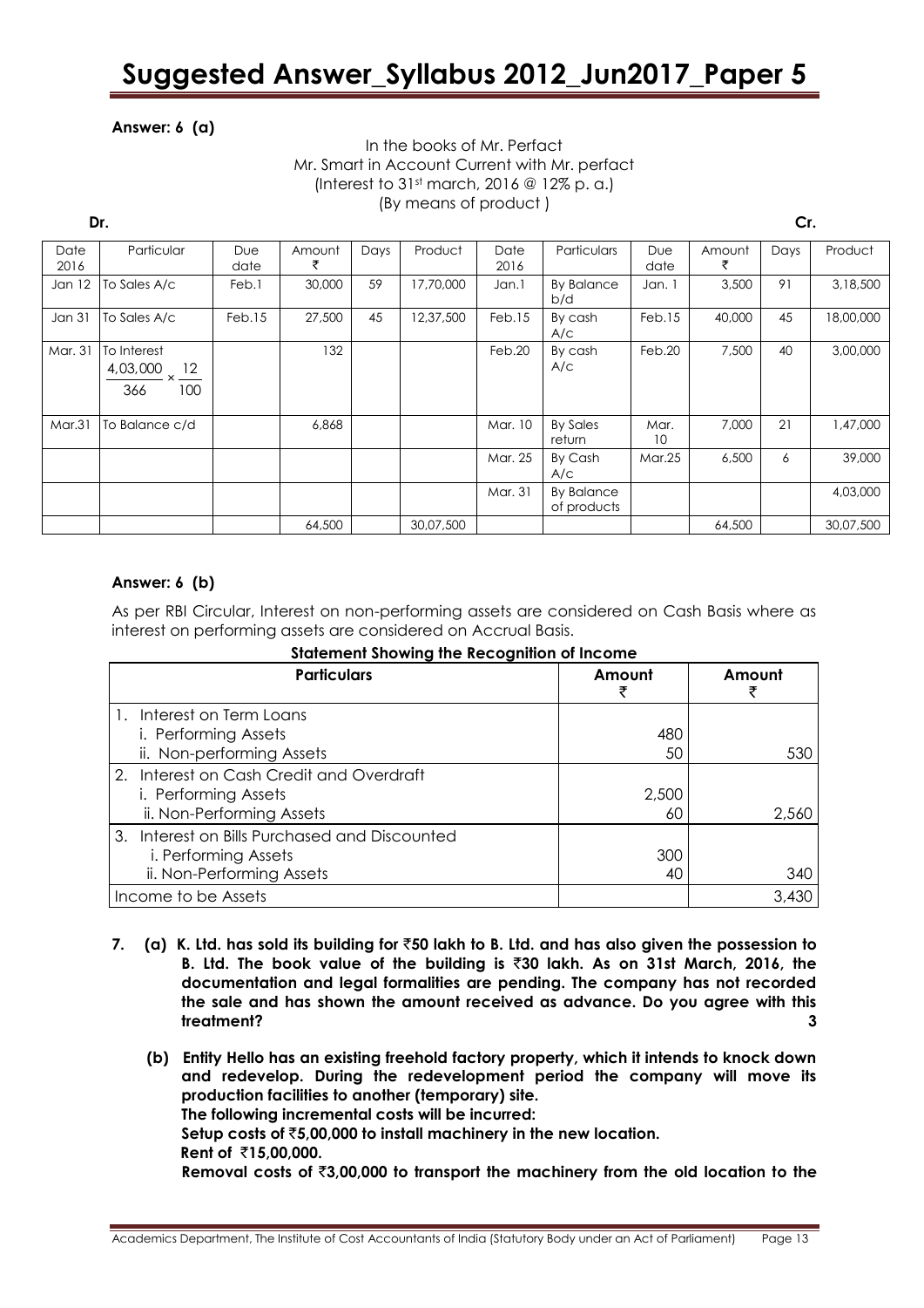**Answer: 6 (a)**

In the books of Mr. Perfact
Mr. Smart in Account Current with Mr. perfact
(Interest to 31st march, 2016 @ 12% p. a.)
(By means of product )

**Dr.** **Cr.**

| Date 2016 | Particular | Due date | Amount ₹ | Days | Product | Date 2016 | Particulars | Due date | Amount ₹ | Days | Product |
|---|---|---|---|---|---|---|---|---|---|---|---|
| Jan 12 | To Sales A/c | Feb.1 | 30,000 | 59 | 17,70,000 | Jan.1 | By Balance b/d | Jan. 1 | 3,500 | 91 | 3,18,500 |
| Jan 31 | To Sales A/c | Feb.15 | 27,500 | 45 | 12,37,500 | Feb.15 | By cash A/c | Feb.15 | 40,000 | 45 | 18,00,000 |
| Mar. 31 | To Interest $\frac{4,03,000}{366} \times \frac{12}{100}$ | | 132 | | | Feb.20 | By cash A/c | Feb.20 | 7,500 | 40 | 3,00,000 |
| Mar.31 | To Balance c/d | | 6,868 | | | Mar. 10 | By Sales return | Mar. 10 | 7,000 | 21 | 1,47,000 |
| | | | | | | Mar. 25 | By Cash A/c | Mar.25 | 6,500 | 6 | 39,000 |
| | | | | | | Mar. 31 | By Balance of products | | | | 4,03,000 |
| | | | 64,500 | | 30,07,500 | | | | 64,500 | | 30,07,500 |

**Answer: 6 (b)**

As per RBI Circular, Interest on non-performing assets are considered on Cash Basis where as interest on performing assets are considered on Accrual Basis.

**Statement Showing the Recognition of Income**

| Particulars | Amount ₹ | Amount ₹ |
|---|---|---|
| 1. Interest on Term Loans | | |
| i. Performing Assets | 480 | |
| ii. Non-performing Assets | 50 | 530 |
| 2. Interest on Cash Credit and Overdraft | | |
| i. Performing Assets | 2,500 | |
| ii. Non-Performing Assets | 60 | 2,560 |
| 3. Interest on Bills Purchased and Discounted | | |
| i. Performing Assets | 300 | |
| ii. Non-Performing Assets | 40 | 340 |
| Income to be Assets | | 3,430 |

7. **(a) K. Ltd. has sold its building for ₹50 lakh to B. Ltd. and has also given the possession to B. Ltd. The book value of the building is ₹30 lakh. As on 31st March, 2016, the documentation and legal formalities are pending. The company has not recorded the sale and has shown the amount received as advance. Do you agree with this treatment?** **3**

   **(b) Entity Hello has an existing freehold factory property, which it intends to knock down and redevelop. During the redevelopment period the company will move its production facilities to another (temporary) site.**
   **The following incremental costs will be incurred:**
   **Setup costs of ₹5,00,000 to install machinery in the new location.**
   **Rent of ₹15,00,000.**
   **Removal costs of ₹3,00,000 to transport the machinery from the old location to the**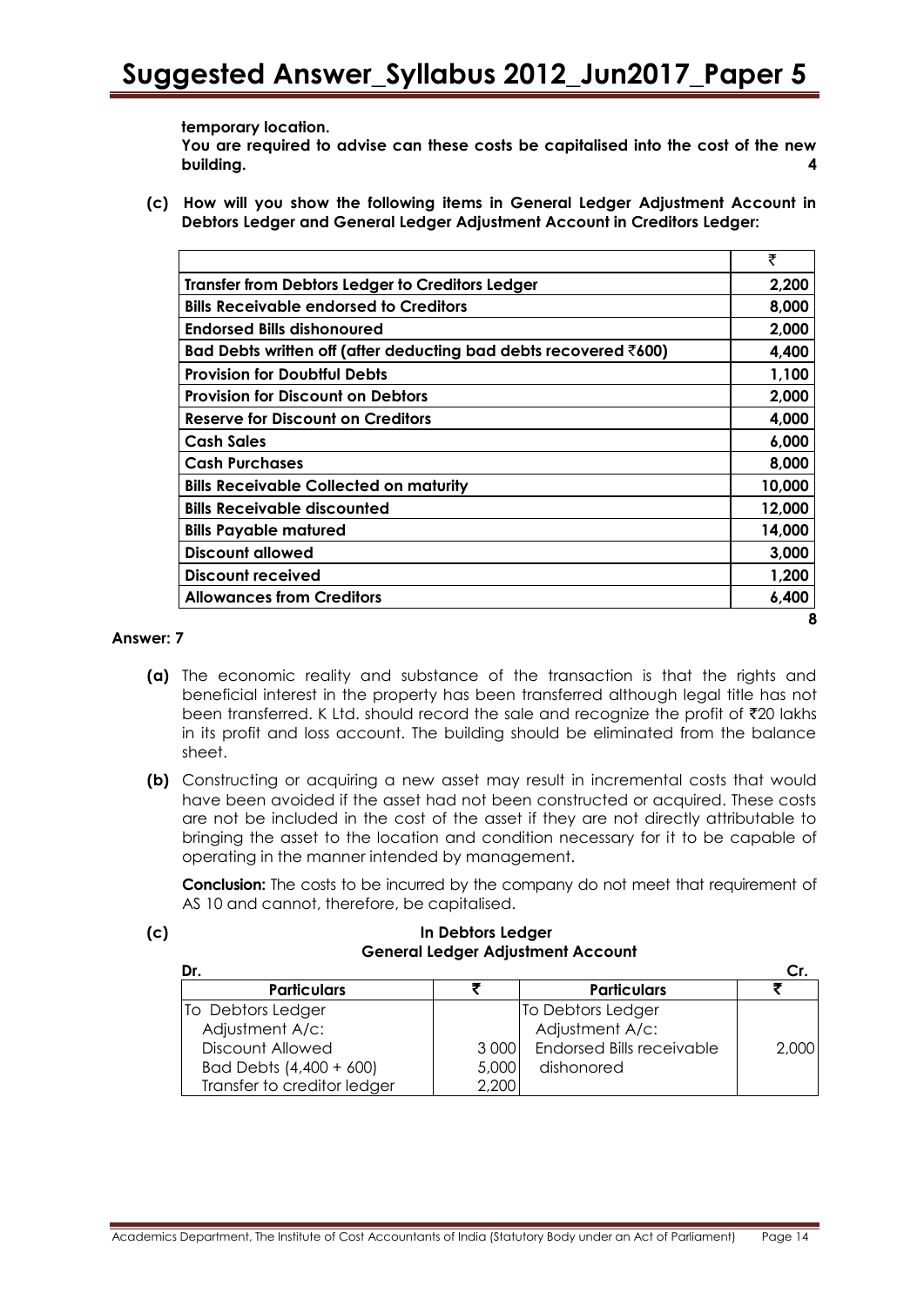**temporary location.**

**You are required to advise can these costs be capitalised into the cost of the new building.** **4**

**(c) How will you show the following items in General Ledger Adjustment Account in Debtors Ledger and General Ledger Adjustment Account in Creditors Ledger:**

| | ₹ |
|---|---|
| **Transfer from Debtors Ledger to Creditors Ledger** | **2,200** |
| **Bills Receivable endorsed to Creditors** | **8,000** |
| **Endorsed Bills dishonoured** | **2,000** |
| **Bad Debts written off (after deducting bad debts recovered ₹600)** | **4,400** |
| **Provision for Doubtful Debts** | **1,100** |
| **Provision for Discount on Debtors** | **2,000** |
| **Reserve for Discount on Creditors** | **4,000** |
| **Cash Sales** | **6,000** |
| **Cash Purchases** | **8,000** |
| **Bills Receivable Collected on maturity** | **10,000** |
| **Bills Receivable discounted** | **12,000** |
| **Bills Payable matured** | **14,000** |
| **Discount allowed** | **3,000** |
| **Discount received** | **1,200** |
| **Allowances from Creditors** | **6,400** |

**8**

**Answer: 7**

**(a)** The economic reality and substance of the transaction is that the rights and beneficial interest in the property has been transferred although legal title has not been transferred. K Ltd. should record the sale and recognize the profit of ₹20 lakhs in its profit and loss account. The building should be eliminated from the balance sheet.

**(b)** Constructing or acquiring a new asset may result in incremental costs that would have been avoided if the asset had not been constructed or acquired. These costs are not be included in the cost of the asset if they are not directly attributable to bringing the asset to the location and condition necessary for it to be capable of operating in the manner intended by management.

**Conclusion:** The costs to be incurred by the company do not meet that requirement of AS 10 and cannot, therefore, be capitalised.

**(c)** **In Debtors Ledger**

**General Ledger Adjustment Account**

Dr. Cr.

| Particulars | ₹ | Particulars | ₹ |
|---|---|---|---|
| To Debtors Ledger Adjustment A/c: | | To Debtors Ledger Adjustment A/c: | |
| Discount Allowed | 3 000 | Endorsed Bills receivable dishonored | 2,000 |
| Bad Debts (4,400 + 600) | 5,000 | | |
| Transfer to creditor ledger | 2,200 | | |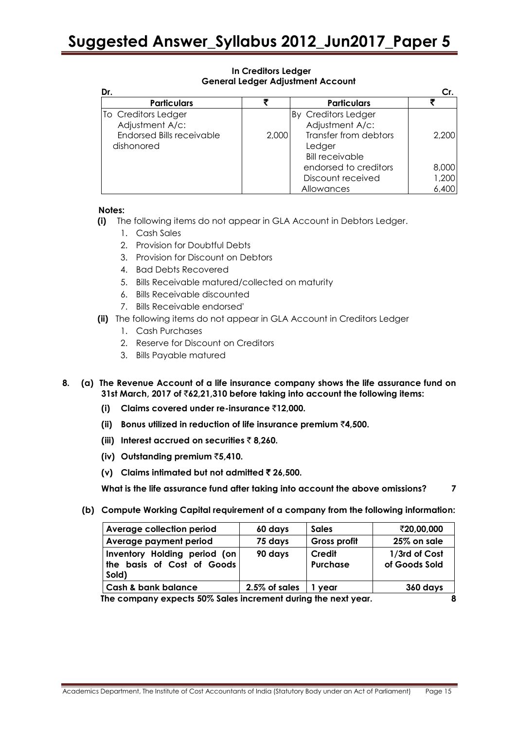**In Creditors Ledger**
**General Ledger Adjustment Account**

| Dr. | | | Cr. |
|---|---|---|---|
| **Particulars** | **₹** | **Particulars** | **₹** |
| To Creditors Ledger Adjustment A/c: Endorsed Bills receivable dishonored | 2,000 | By Creditors Ledger Adjustment A/c: Transfer from debtors Ledger | 2,200 |
| | | Bill receivable endorsed to creditors | 8,000 |
| | | Discount received | 1,200 |
| | | Allowances | 6,400 |

**Notes:**

**(i)** The following items do not appear in GLA Account in Debtors Ledger.

1. Cash Sales
2. Provision for Doubtful Debts
3. Provision for Discount on Debtors
4. Bad Debts Recovered
5. Bills Receivable matured/collected on maturity
6. Bills Receivable discounted
7. Bills Receivable endorsed'

**(ii)** The following items do not appear in GLA Account in Creditors Ledger

1. Cash Purchases
2. Reserve for Discount on Creditors
3. Bills Payable matured

**8. (a) The Revenue Account of a life insurance company shows the life assurance fund on 31st March, 2017 of ₹62,21,310 before taking into account the following items:**

- **(i) Claims covered under re-insurance ₹12,000.**
- **(ii) Bonus utilized in reduction of life insurance premium ₹4,500.**
- **(iii) Interest accrued on securities ₹ 8,260.**
- **(iv) Outstanding premium ₹5,410.**
- **(v) Claims intimated but not admitted ₹ 26,500.**

**What is the life assurance fund after taking into account the above omissions? 7**

**(b) Compute Working Capital requirement of a company from the following information:**

| **Average collection period** | **60 days** | **Sales** | **₹20,00,000** |
|---|---|---|---|
| **Average payment period** | **75 days** | **Gross profit** | **25% on sale** |
| **Inventory Holding period (on the basis of Cost of Goods Sold)** | **90 days** | **Credit Purchase** | **1/3rd of Cost of Goods Sold** |
| **Cash & bank balance** | **2.5% of sales** | **1 year** | **360 days** |

**The company expects 50% Sales increment during the next year. 8**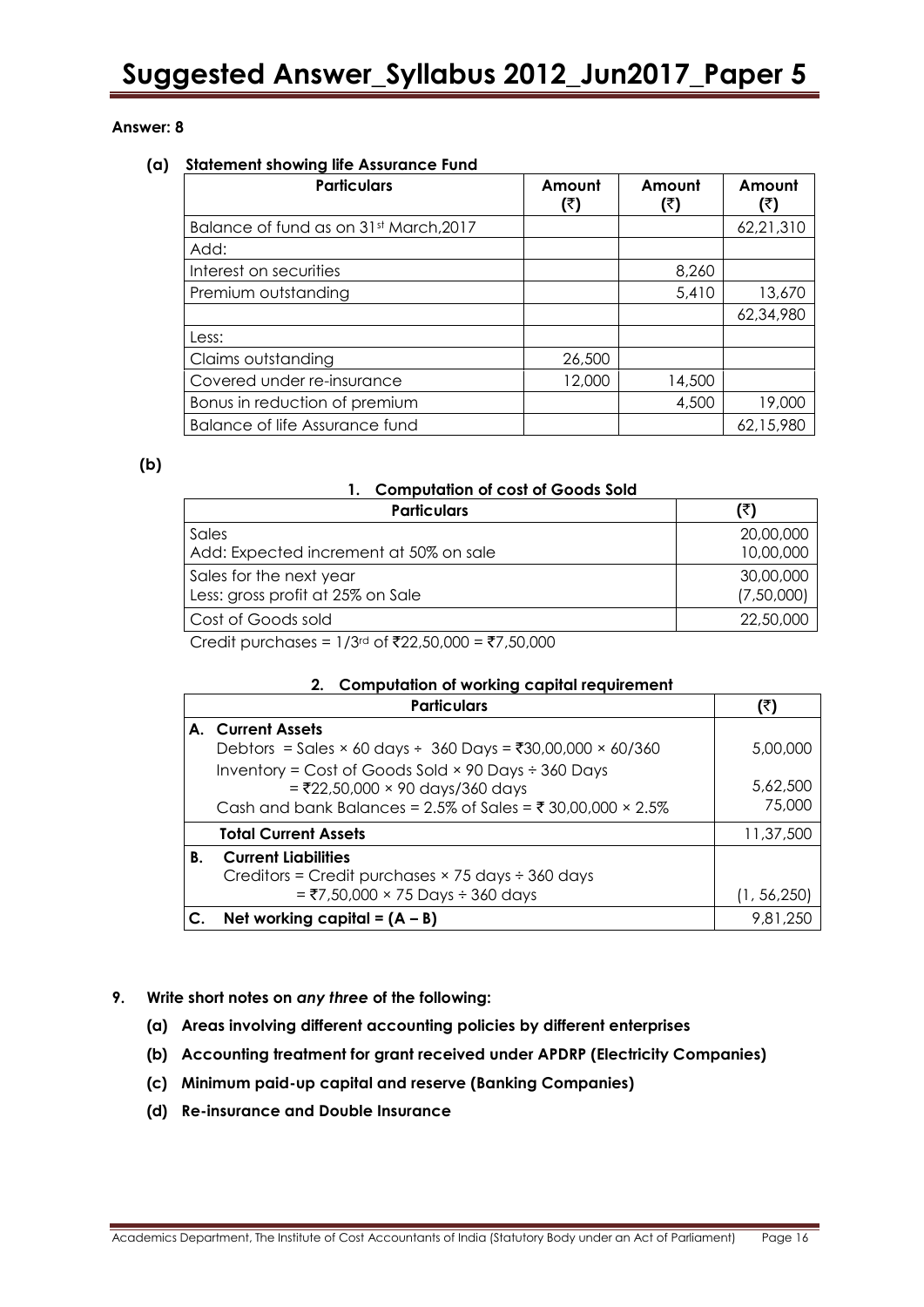**Answer: 8**

**(a) Statement showing life Assurance Fund**

| Particulars | Amount (₹) | Amount (₹) | Amount (₹) |
|---|---|---|---|
| Balance of fund as on 31st March,2017 | | | 62,21,310 |
| Add: | | | |
| Interest on securities | | 8,260 | |
| Premium outstanding | | 5,410 | 13,670 |
| | | | 62,34,980 |
| Less: | | | |
| Claims outstanding | 26,500 | | |
| Covered under re-insurance | 12,000 | 14,500 | |
| Bonus in reduction of premium | | 4,500 | 19,000 |
| Balance of life Assurance fund | | | 62,15,980 |

**(b)**

**1. Computation of cost of Goods Sold**

| Particulars | (₹) |
|---|---|
| Sales | 20,00,000 |
| Add: Expected increment at 50% on sale | 10,00,000 |
| Sales for the next year | 30,00,000 |
| Less: gross profit at 25% on Sale | (7,50,000) |
| Cost of Goods sold | 22,50,000 |

Credit purchases = 1/3rd of ₹22,50,000 = ₹7,50,000

**2. Computation of working capital requirement**

| Particulars | (₹) |
|---|---|
| **A. Current Assets** | |
| Debtors = Sales × 60 days ÷ 360 Days = ₹30,00,000 × 60/360 | 5,00,000 |
| Inventory = Cost of Goods Sold × 90 Days ÷ 360 Days = ₹22,50,000 × 90 days/360 days | 5,62,500 |
| Cash and bank Balances = 2.5% of Sales = ₹ 30,00,000 × 2.5% | 75,000 |
| **Total Current Assets** | 11,37,500 |
| **B. Current Liabilities** | |
| Creditors = Credit purchases × 75 days ÷ 360 days = ₹7,50,000 × 75 Days ÷ 360 days | (1, 56,250) |
| **C. Net working capital = (A – B)** | 9,81,250 |

**9. Write short notes on *any three* of the following:**

**(a) Areas involving different accounting policies by different enterprises**

**(b) Accounting treatment for grant received under APDRP (Electricity Companies)**

**(c) Minimum paid-up capital and reserve (Banking Companies)**

**(d) Re-insurance and Double Insurance**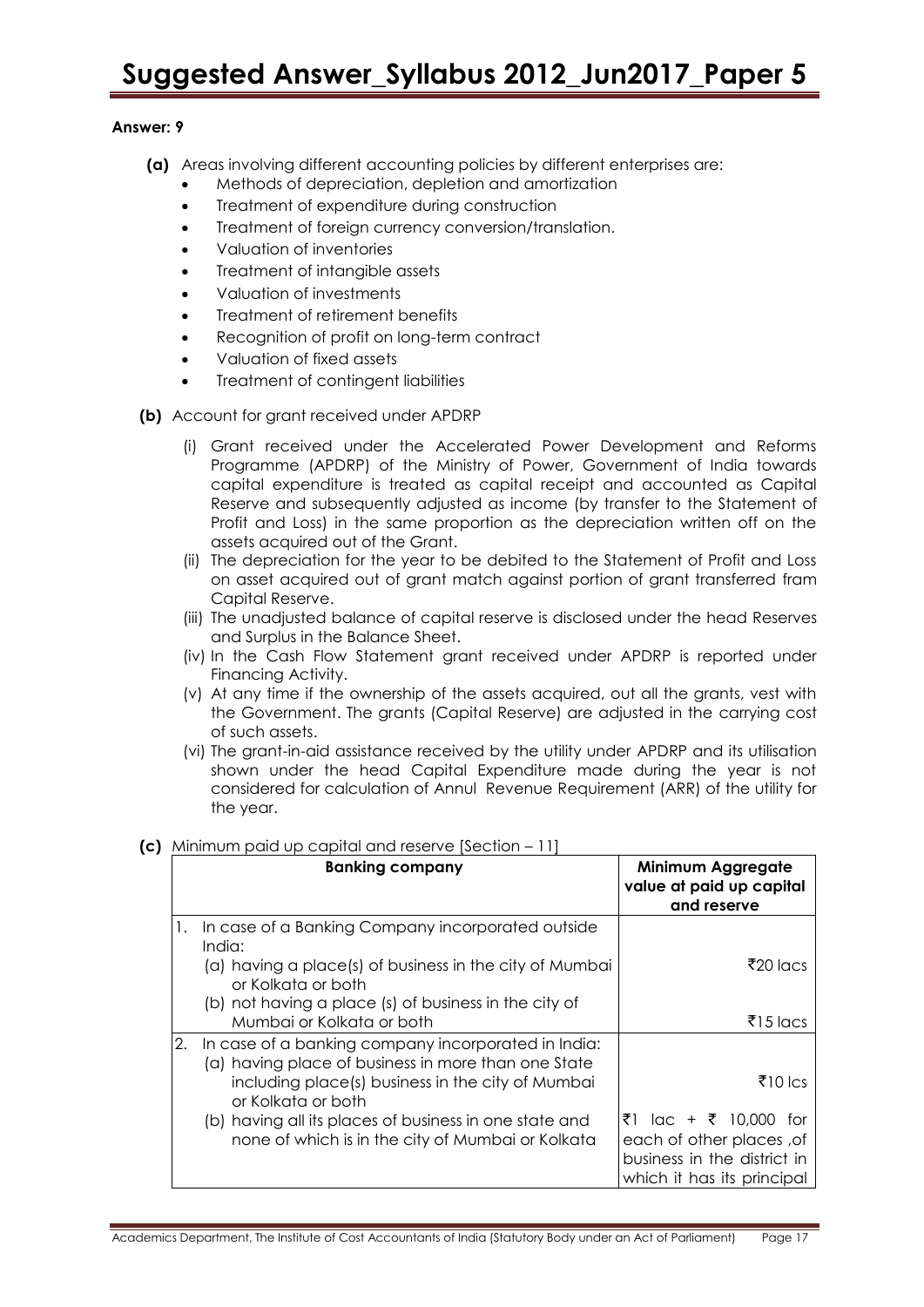**Answer: 9**

**(a)** Areas involving different accounting policies by different enterprises are:

- Methods of depreciation, depletion and amortization
- Treatment of expenditure during construction
- Treatment of foreign currency conversion/translation.
- Valuation of inventories
- Treatment of intangible assets
- Valuation of investments
- Treatment of retirement benefits
- Recognition of profit on long-term contract
- Valuation of fixed assets
- Treatment of contingent liabilities

**(b)** Account for grant received under APDRP

(i) Grant received under the Accelerated Power Development and Reforms Programme (APDRP) of the Ministry of Power, Government of India towards capital expenditure is treated as capital receipt and accounted as Capital Reserve and subsequently adjusted as income (by transfer to the Statement of Profit and Loss) in the same proportion as the depreciation written off on the assets acquired out of the Grant.

(ii) The depreciation for the year to be debited to the Statement of Profit and Loss on asset acquired out of grant match against portion of grant transferred fram Capital Reserve.

(iii) The unadjusted balance of capital reserve is disclosed under the head Reserves and Surplus in the Balance Sheet.

(iv) In the Cash Flow Statement grant received under APDRP is reported under Financing Activity.

(v) At any time if the ownership of the assets acquired, out all the grants, vest with the Government. The grants (Capital Reserve) are adjusted in the carrying cost of such assets.

(vi) The grant-in-aid assistance received by the utility under APDRP and its utilisation shown under the head Capital Expenditure made during the year is not considered for calculation of Annul Revenue Requirement (ARR) of the utility for the year.

**(c)** Minimum paid up capital and reserve [Section – 11]

| Banking company | Minimum Aggregate value at paid up capital and reserve |
|---|---|
| 1. In case of a Banking Company incorporated outside India: | |
| (a) having a place(s) of business in the city of Mumbai or Kolkata or both | ₹20 lacs |
| (b) not having a place (s) of business in the city of Mumbai or Kolkata or both | ₹15 lacs |
| 2. In case of a banking company incorporated in India: | |
| (a) having place of business in more than one State including place(s) business in the city of Mumbai or Kolkata or both | ₹10 lcs |
| (b) having all its places of business in one state and none of which is in the city of Mumbai or Kolkata | ₹1 lac + ₹ 10,000 for each of other places ,of business in the district in which it has its principal |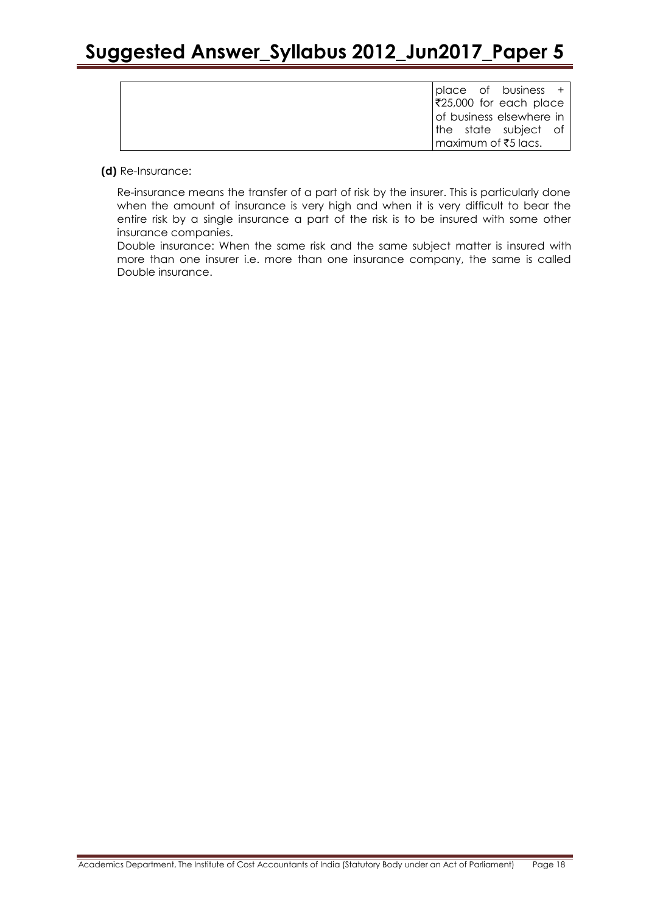| | |
|---|---|
| | place of business + ₹25,000 for each place of business elsewhere in the state subject of maximum of ₹5 lacs. |

**(d)** Re-Insurance:

Re-insurance means the transfer of a part of risk by the insurer. This is particularly done when the amount of insurance is very high and when it is very difficult to bear the entire risk by a single insurance a part of the risk is to be insured with some other insurance companies.

Double insurance: When the same risk and the same subject matter is insured with more than one insurer i.e. more than one insurance company, the same is called Double insurance.